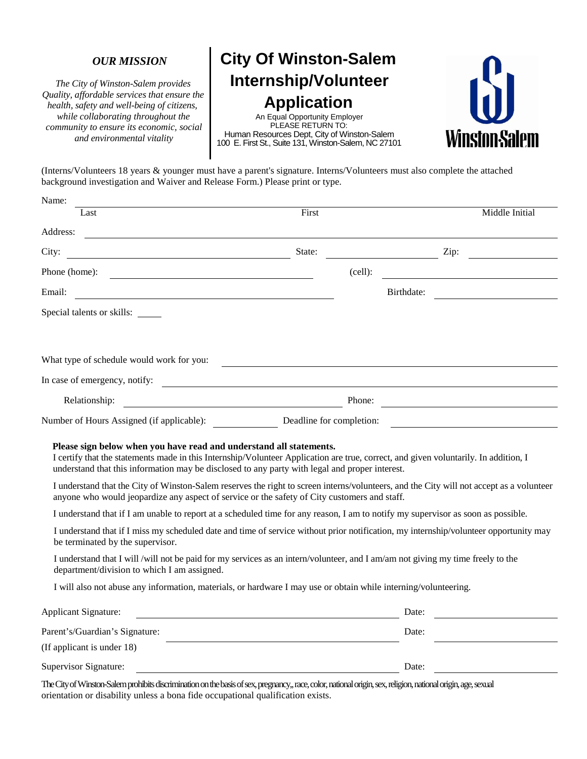***OUR MISSION***

*The City of Winston-Salem provides Quality, affordable services that ensure the health, safety and well-being of citizens, while collaborating throughout the community to ensure its economic, social and environmental vitality*

# City Of Winston-Salem Internship/Volunteer Application

An Equal Opportunity Employer
PLEASE RETURN TO:
Human Resources Dept, City of Winston-Salem
100 E. First St., Suite 131, Winston-Salem, NC 27101

Winston-Salem

(Interns/Volunteers 18 years & younger must have a parent's signature. Interns/Volunteers must also complete the attached background investigation and Waiver and Release Form.) Please print or type.

Name: ______________________________________________
Last First Middle Initial

Address: ______________________________________________

City: ____________________ State: ____________________ Zip: ____________________

Phone (home): ____________________ (cell): ____________________

Email: ____________________ Birthdate: ____________________

Special talents or skills: _____

What type of schedule would work for you: ______________________________________________

In case of emergency, notify: ______________________________________________

Relationship: ____________________ Phone: ____________________

Number of Hours Assigned (if applicable): __________ Deadline for completion: ____________________

**Please sign below when you have read and understand all statements.**

I certify that the statements made in this Internship/Volunteer Application are true, correct, and given voluntarily. In addition, I understand that this information may be disclosed to any party with legal and proper interest.

I understand that the City of Winston-Salem reserves the right to screen interns/volunteers, and the City will not accept as a volunteer anyone who would jeopardize any aspect of service or the safety of City customers and staff.

I understand that if I am unable to report at a scheduled time for any reason, I am to notify my supervisor as soon as possible.

I understand that if I miss my scheduled date and time of service without prior notification, my internship/volunteer opportunity may be terminated by the supervisor.

I understand that I will /will not be paid for my services as an intern/volunteer, and I am/am not giving my time freely to the department/division to which I am assigned.

I will also not abuse any information, materials, or hardware I may use or obtain while interning/volunteering.

Applicant Signature: ______________________________ Date: ____________________

Parent's/Guardian's Signature: ______________________________ Date: ____________________
(If applicant is under 18)

Supervisor Signature: ______________________________ Date: ____________________

The City of Winston-Salem prohibits discrimination on the basis of sex, pregnancy,, race, color, national origin, sex, religion, national origin, age, sexual orientation or disability unless a bona fide occupational qualification exists.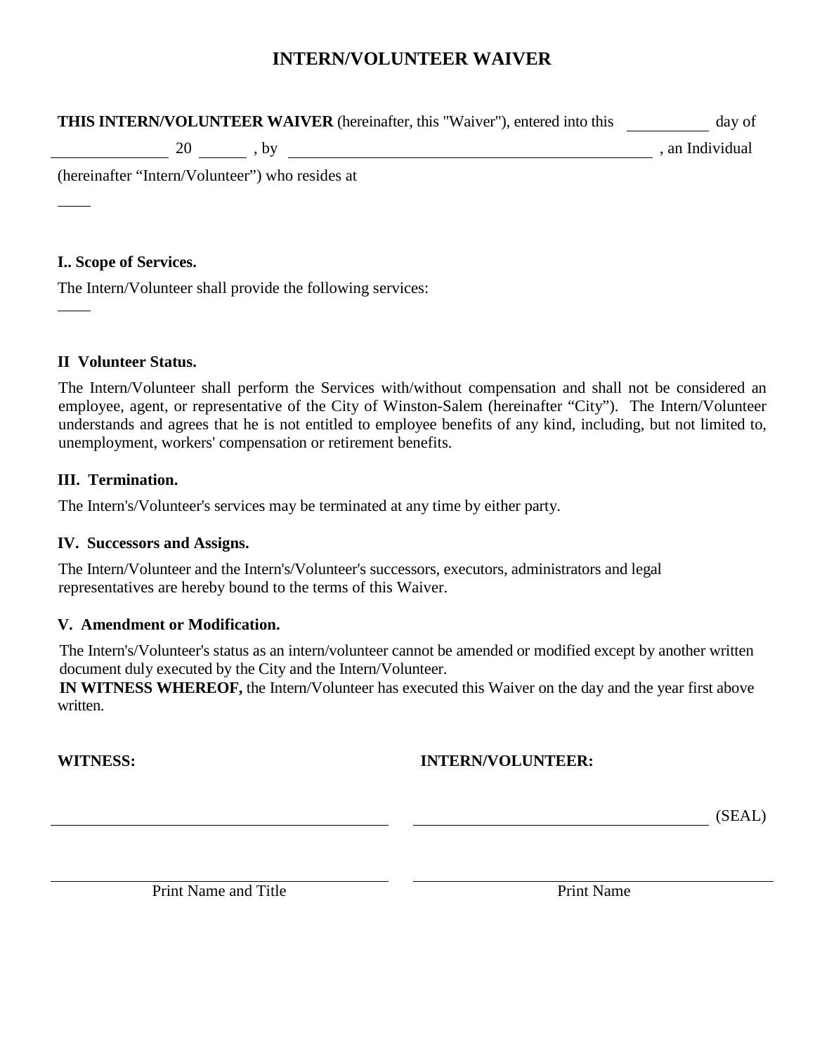# INTERN/VOLUNTEER WAIVER

**THIS INTERN/VOLUNTEER WAIVER** (hereinafter, this "Waiver"), entered into this __________ day of ______________ 20 ______ , by ____________________________________________ , an Individual (hereinafter "Intern/Volunteer") who resides at

____

**I.. Scope of Services.**

The Intern/Volunteer shall provide the following services:

____

**II Volunteer Status.**

The Intern/Volunteer shall perform the Services with/without compensation and shall not be considered an employee, agent, or representative of the City of Winston-Salem (hereinafter "City"). The Intern/Volunteer understands and agrees that he is not entitled to employee benefits of any kind, including, but not limited to, unemployment, workers' compensation or retirement benefits.

**III. Termination.**

The Intern's/Volunteer's services may be terminated at any time by either party.

**IV. Successors and Assigns.**

The Intern/Volunteer and the Intern's/Volunteer's successors, executors, administrators and legal representatives are hereby bound to the terms of this Waiver.

**V. Amendment or Modification.**

The Intern's/Volunteer's status as an intern/volunteer cannot be amended or modified except by another written document duly executed by the City and the Intern/Volunteer.

**IN WITNESS WHEREOF,** the Intern/Volunteer has executed this Waiver on the day and the year first above written.

**WITNESS:**

____________________________________________

____________________________________________

Print Name and Title

**INTERN/VOLUNTEER:**

____________________________________ (SEAL)

____________________________________________

Print Name